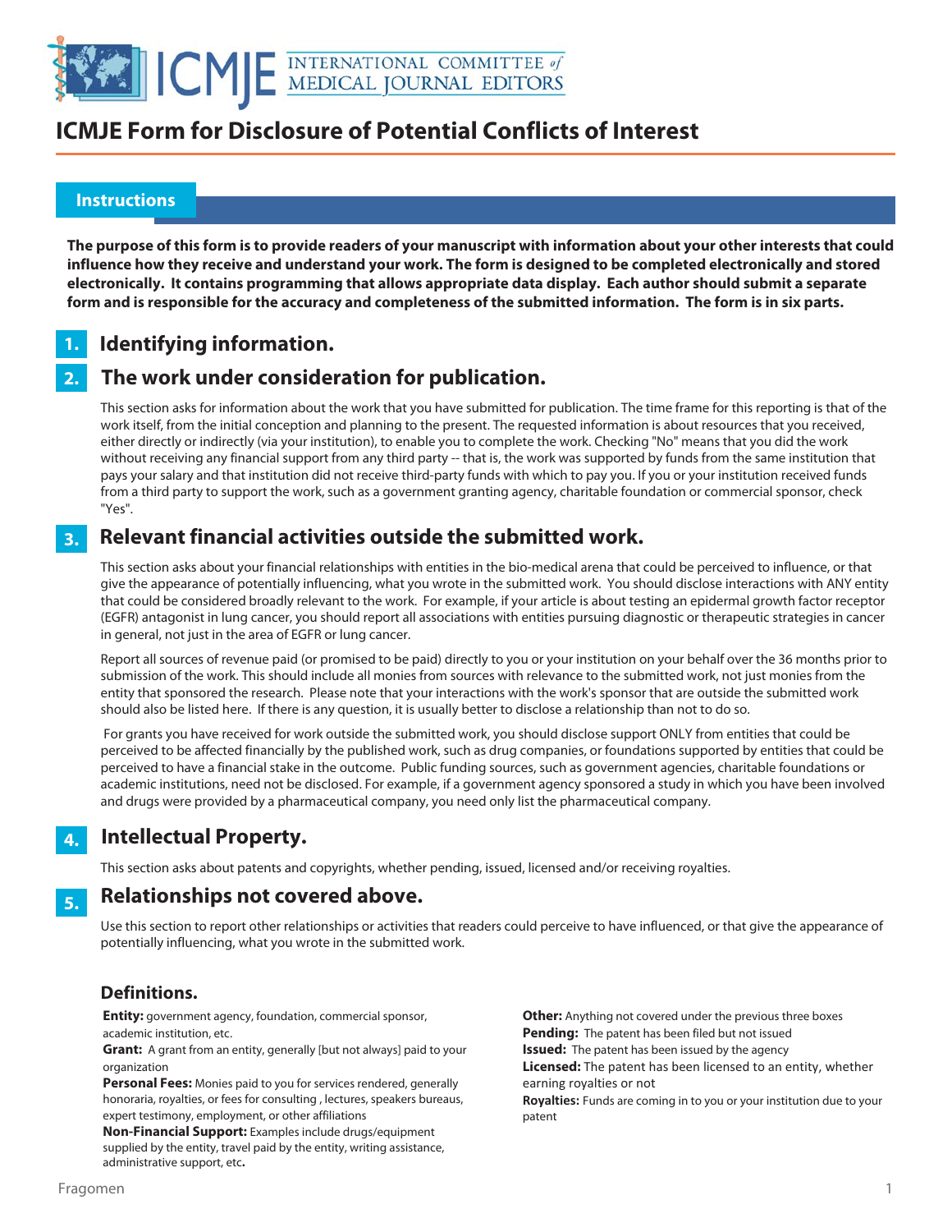# ICMJE Form for Disclosure of Potential Conflicts of Interest

## Instructions

**The purpose of this form is to provide readers of your manuscript with information about your other interests that could influence how they receive and understand your work. The form is designed to be completed electronically and stored electronically. It contains programming that allows appropriate data display. Each author should submit a separate form and is responsible for the accuracy and completeness of the submitted information. The form is in six parts.**

## 1. Identifying information.

## 2. The work under consideration for publication.

This section asks for information about the work that you have submitted for publication. The time frame for this reporting is that of the work itself, from the initial conception and planning to the present. The requested information is about resources that you received, either directly or indirectly (via your institution), to enable you to complete the work. Checking "No" means that you did the work without receiving any financial support from any third party -- that is, the work was supported by funds from the same institution that pays your salary and that institution did not receive third-party funds with which to pay you. If you or your institution received funds from a third party to support the work, such as a government granting agency, charitable foundation or commercial sponsor, check "Yes".

## 3. Relevant financial activities outside the submitted work.

This section asks about your financial relationships with entities in the bio-medical arena that could be perceived to influence, or that give the appearance of potentially influencing, what you wrote in the submitted work. You should disclose interactions with ANY entity that could be considered broadly relevant to the work. For example, if your article is about testing an epidermal growth factor receptor (EGFR) antagonist in lung cancer, you should report all associations with entities pursuing diagnostic or therapeutic strategies in cancer in general, not just in the area of EGFR or lung cancer.

Report all sources of revenue paid (or promised to be paid) directly to you or your institution on your behalf over the 36 months prior to submission of the work. This should include all monies from sources with relevance to the submitted work, not just monies from the entity that sponsored the research. Please note that your interactions with the work's sponsor that are outside the submitted work should also be listed here. If there is any question, it is usually better to disclose a relationship than not to do so.

For grants you have received for work outside the submitted work, you should disclose support ONLY from entities that could be perceived to be affected financially by the published work, such as drug companies, or foundations supported by entities that could be perceived to have a financial stake in the outcome. Public funding sources, such as government agencies, charitable foundations or academic institutions, need not be disclosed. For example, if a government agency sponsored a study in which you have been involved and drugs were provided by a pharmaceutical company, you need only list the pharmaceutical company.

## 4. Intellectual Property.

This section asks about patents and copyrights, whether pending, issued, licensed and/or receiving royalties.

## 5. Relationships not covered above.

Use this section to report other relationships or activities that readers could perceive to have influenced, or that give the appearance of potentially influencing, what you wrote in the submitted work.

### Definitions.

**Entity:** government agency, foundation, commercial sponsor, academic institution, etc.

**Grant:** A grant from an entity, generally [but not always] paid to your organization

**Personal Fees:** Monies paid to you for services rendered, generally honoraria, royalties, or fees for consulting , lectures, speakers bureaus, expert testimony, employment, or other affiliations

**Non-Financial Support:** Examples include drugs/equipment supplied by the entity, travel paid by the entity, writing assistance, administrative support, etc**.**

**Other:** Anything not covered under the previous three boxes

**Pending:** The patent has been filed but not issued

**Issued:** The patent has been issued by the agency

**Licensed:** The patent has been licensed to an entity, whether earning royalties or not

**Royalties:** Funds are coming in to you or your institution due to your patent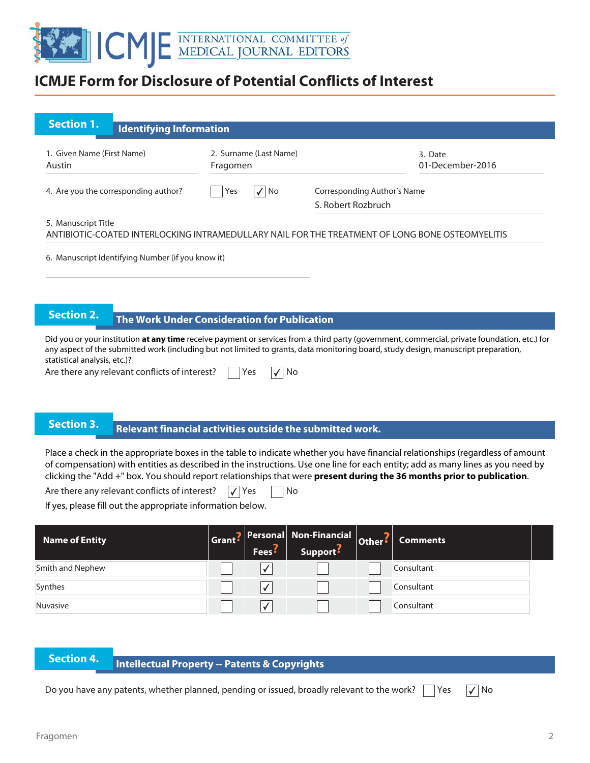# ICMJE Form for Disclosure of Potential Conflicts of Interest

## Section 1. Identifying Information

1. Given Name (First Name): Austin
2. Surname (Last Name): Fragomen
3. Date: 01-December-2016
4. Are you the corresponding author? ☐ Yes ☑ No

Corresponding Author's Name: S. Robert Rozbruch

5. Manuscript Title: ANTIBIOTIC-COATED INTERLOCKING INTRAMEDULLARY NAIL FOR THE TREATMENT OF LONG BONE OSTEOMYELITIS

6. Manuscript Identifying Number (if you know it):

## Section 2. The Work Under Consideration for Publication

Did you or your institution **at any time** receive payment or services from a third party (government, commercial, private foundation, etc.) for any aspect of the submitted work (including but not limited to grants, data monitoring board, study design, manuscript preparation, statistical analysis, etc.)?

Are there any relevant conflicts of interest? ☐ Yes ☑ No

## Section 3. Relevant financial activities outside the submitted work.

Place a check in the appropriate boxes in the table to indicate whether you have financial relationships (regardless of amount of compensation) with entities as described in the instructions. Use one line for each entity; add as many lines as you need by clicking the "Add +" box. You should report relationships that were **present during the 36 months prior to publication**.

Are there any relevant conflicts of interest? ☑ Yes ☐ No

If yes, please fill out the appropriate information below.

| Name of Entity | Grant? | Personal Fees? | Non-Financial Support? | Other? | Comments |
|---|---|---|---|---|---|
| Smith and Nephew | ☐ | ☑ | ☐ | ☐ | Consultant |
| Synthes | ☐ | ☑ | ☐ | ☐ | Consultant |
| Nuvasive | ☐ | ☑ | ☐ | ☐ | Consultant |

## Section 4. Intellectual Property -- Patents & Copyrights

Do you have any patents, whether planned, pending or issued, broadly relevant to the work? ☐ Yes ☑ No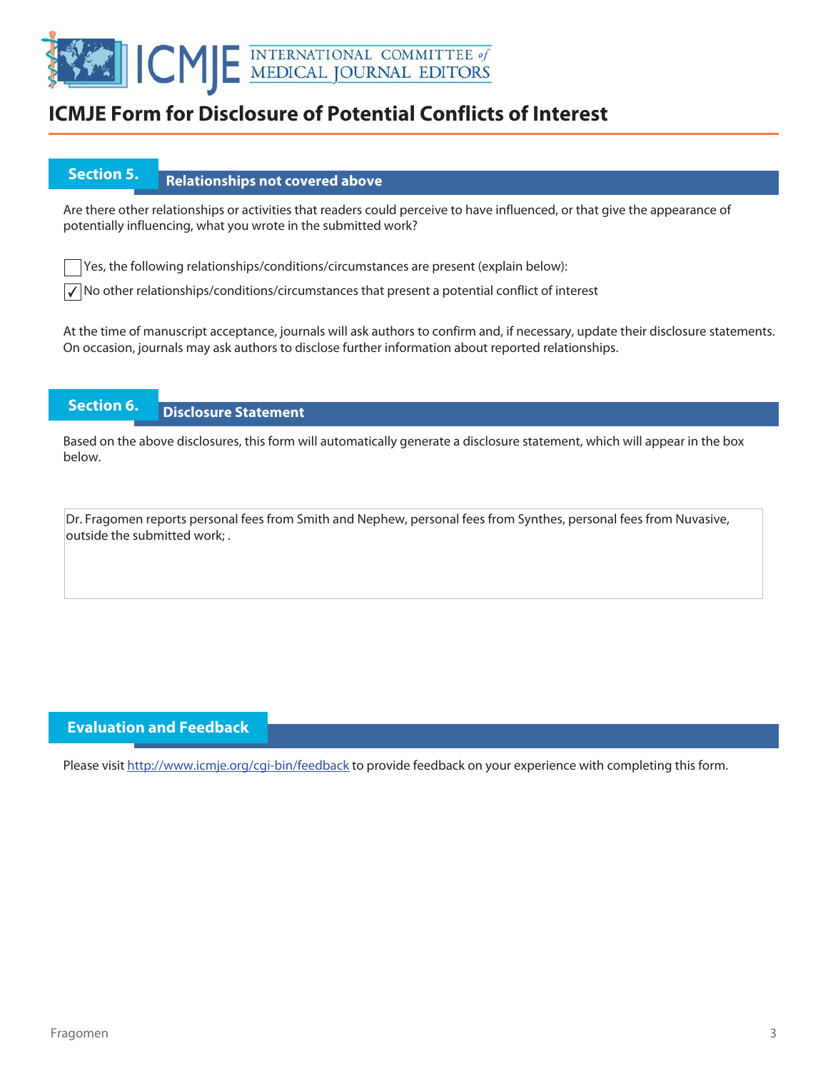# ICMJE Form for Disclosure of Potential Conflicts of Interest

## Section 5. Relationships not covered above

Are there other relationships or activities that readers could perceive to have influenced, or that give the appearance of potentially influencing, what you wrote in the submitted work?

☐ Yes, the following relationships/conditions/circumstances are present (explain below):

☑ No other relationships/conditions/circumstances that present a potential conflict of interest

At the time of manuscript acceptance, journals will ask authors to confirm and, if necessary, update their disclosure statements. On occasion, journals may ask authors to disclose further information about reported relationships.

## Section 6. Disclosure Statement

Based on the above disclosures, this form will automatically generate a disclosure statement, which will appear in the box below.

Dr. Fragomen reports personal fees from Smith and Nephew, personal fees from Synthes, personal fees from Nuvasive, outside the submitted work; .

## Evaluation and Feedback

Please visit http://www.icmje.org/cgi-bin/feedback to provide feedback on your experience with completing this form.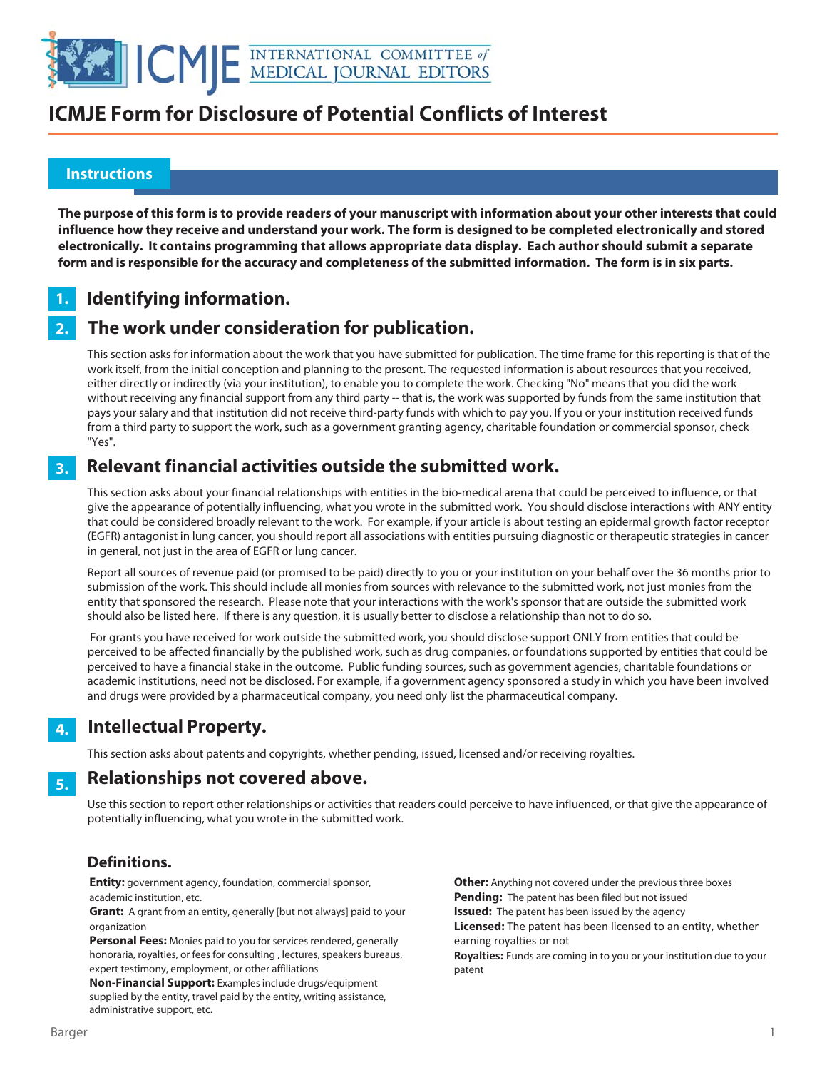# ICMJE Form for Disclosure of Potential Conflicts of Interest

## Instructions

**The purpose of this form is to provide readers of your manuscript with information about your other interests that could influence how they receive and understand your work. The form is designed to be completed electronically and stored electronically. It contains programming that allows appropriate data display. Each author should submit a separate form and is responsible for the accuracy and completeness of the submitted information. The form is in six parts.**

## 1. Identifying information.

## 2. The work under consideration for publication.

This section asks for information about the work that you have submitted for publication. The time frame for this reporting is that of the work itself, from the initial conception and planning to the present. The requested information is about resources that you received, either directly or indirectly (via your institution), to enable you to complete the work. Checking "No" means that you did the work without receiving any financial support from any third party -- that is, the work was supported by funds from the same institution that pays your salary and that institution did not receive third-party funds with which to pay you. If you or your institution received funds from a third party to support the work, such as a government granting agency, charitable foundation or commercial sponsor, check "Yes".

## 3. Relevant financial activities outside the submitted work.

This section asks about your financial relationships with entities in the bio-medical arena that could be perceived to influence, or that give the appearance of potentially influencing, what you wrote in the submitted work. You should disclose interactions with ANY entity that could be considered broadly relevant to the work. For example, if your article is about testing an epidermal growth factor receptor (EGFR) antagonist in lung cancer, you should report all associations with entities pursuing diagnostic or therapeutic strategies in cancer in general, not just in the area of EGFR or lung cancer.

Report all sources of revenue paid (or promised to be paid) directly to you or your institution on your behalf over the 36 months prior to submission of the work. This should include all monies from sources with relevance to the submitted work, not just monies from the entity that sponsored the research. Please note that your interactions with the work's sponsor that are outside the submitted work should also be listed here. If there is any question, it is usually better to disclose a relationship than not to do so.

For grants you have received for work outside the submitted work, you should disclose support ONLY from entities that could be perceived to be affected financially by the published work, such as drug companies, or foundations supported by entities that could be perceived to have a financial stake in the outcome. Public funding sources, such as government agencies, charitable foundations or academic institutions, need not be disclosed. For example, if a government agency sponsored a study in which you have been involved and drugs were provided by a pharmaceutical company, you need only list the pharmaceutical company.

## 4. Intellectual Property.

This section asks about patents and copyrights, whether pending, issued, licensed and/or receiving royalties.

## 5. Relationships not covered above.

Use this section to report other relationships or activities that readers could perceive to have influenced, or that give the appearance of potentially influencing, what you wrote in the submitted work.

### Definitions.

**Entity:** government agency, foundation, commercial sponsor, academic institution, etc.

**Grant:** A grant from an entity, generally [but not always] paid to your organization

**Personal Fees:** Monies paid to you for services rendered, generally honoraria, royalties, or fees for consulting , lectures, speakers bureaus, expert testimony, employment, or other affiliations

**Non-Financial Support:** Examples include drugs/equipment supplied by the entity, travel paid by the entity, writing assistance, administrative support, etc**.**

**Other:** Anything not covered under the previous three boxes

**Pending:** The patent has been filed but not issued

**Issued:** The patent has been issued by the agency

**Licensed:** The patent has been licensed to an entity, whether earning royalties or not

**Royalties:** Funds are coming in to you or your institution due to your patent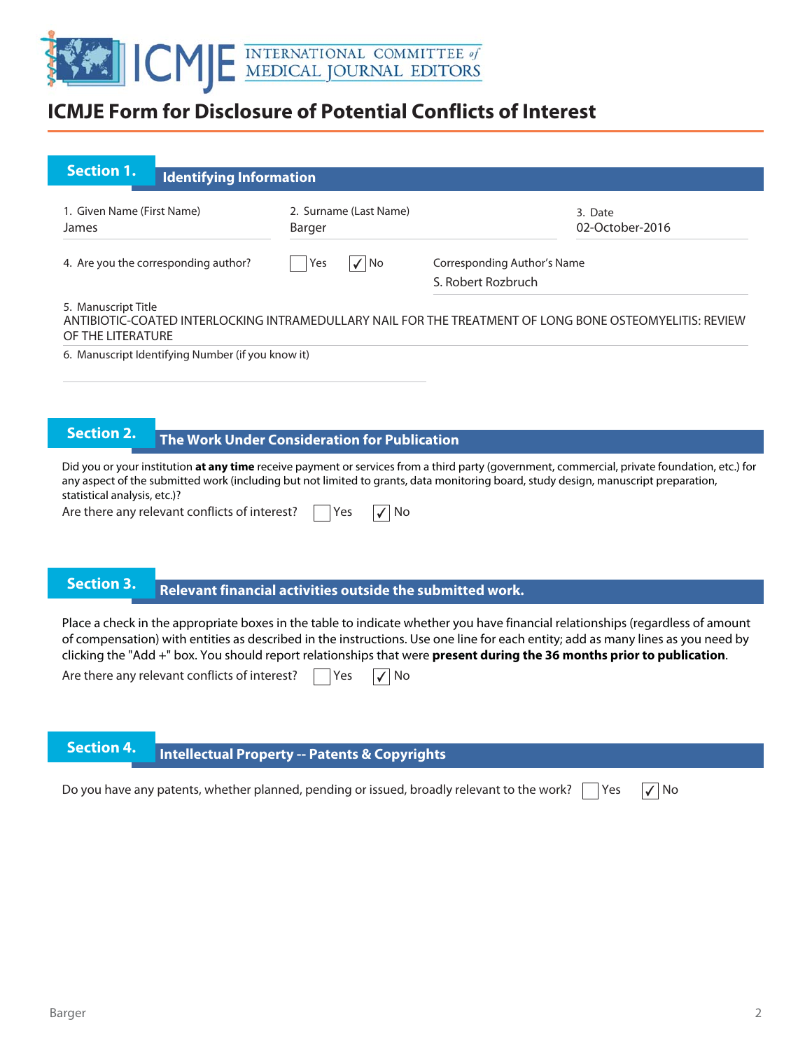# ICMJE Form for Disclosure of Potential Conflicts of Interest

## Section 1. Identifying Information

1. Given Name (First Name)
James

2. Surname (Last Name)
Barger

3. Date
02-October-2016

4. Are you the corresponding author? ☐ Yes ☑ No

Corresponding Author's Name
S. Robert Rozbruch

5. Manuscript Title
ANTIBIOTIC-COATED INTERLOCKING INTRAMEDULLARY NAIL FOR THE TREATMENT OF LONG BONE OSTEOMYELITIS: REVIEW OF THE LITERATURE

6. Manuscript Identifying Number (if you know it)

## Section 2. The Work Under Consideration for Publication

Did you or your institution **at any time** receive payment or services from a third party (government, commercial, private foundation, etc.) for any aspect of the submitted work (including but not limited to grants, data monitoring board, study design, manuscript preparation, statistical analysis, etc.)?

Are there any relevant conflicts of interest? ☐ Yes ☑ No

## Section 3. Relevant financial activities outside the submitted work.

Place a check in the appropriate boxes in the table to indicate whether you have financial relationships (regardless of amount of compensation) with entities as described in the instructions. Use one line for each entity; add as many lines as you need by clicking the "Add +" box. You should report relationships that were **present during the 36 months prior to publication**.

Are there any relevant conflicts of interest? ☐ Yes ☑ No

## Section 4. Intellectual Property -- Patents & Copyrights

Do you have any patents, whether planned, pending or issued, broadly relevant to the work? ☐ Yes ☑ No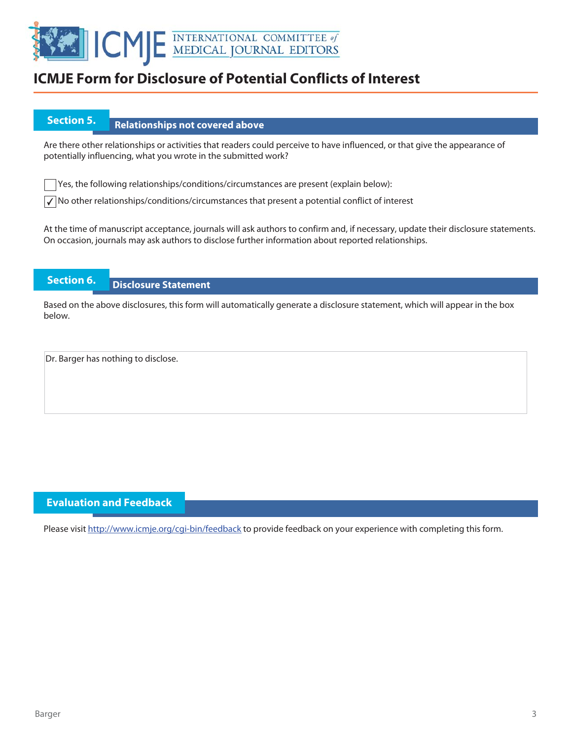# ICMJE Form for Disclosure of Potential Conflicts of Interest

## Section 5. Relationships not covered above

Are there other relationships or activities that readers could perceive to have influenced, or that give the appearance of potentially influencing, what you wrote in the submitted work?

☐ Yes, the following relationships/conditions/circumstances are present (explain below):

☑ No other relationships/conditions/circumstances that present a potential conflict of interest

At the time of manuscript acceptance, journals will ask authors to confirm and, if necessary, update their disclosure statements. On occasion, journals may ask authors to disclose further information about reported relationships.

## Section 6. Disclosure Statement

Based on the above disclosures, this form will automatically generate a disclosure statement, which will appear in the box below.

Dr. Barger has nothing to disclose.

## Evaluation and Feedback

Please visit http://www.icmje.org/cgi-bin/feedback to provide feedback on your experience with completing this form.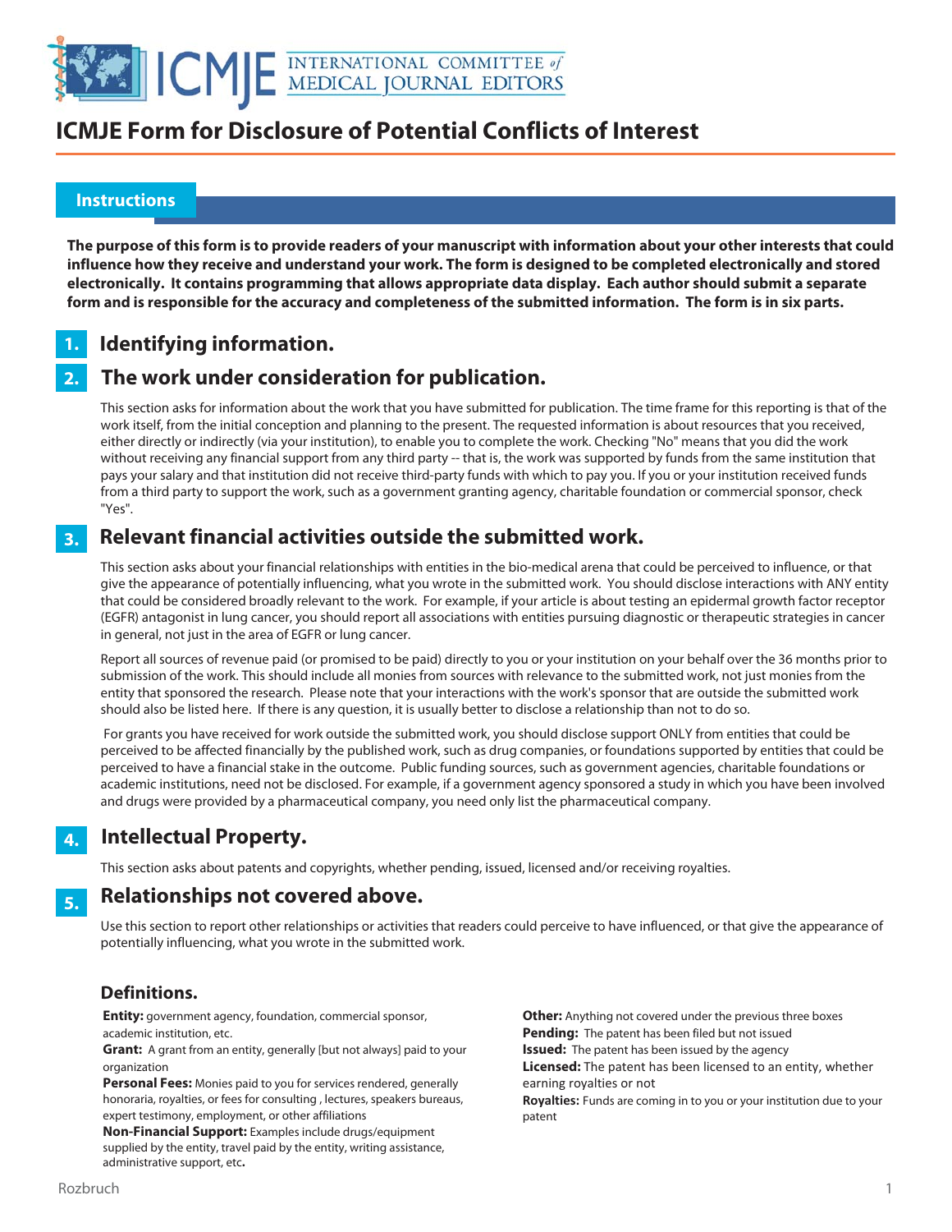# ICMJE Form for Disclosure of Potential Conflicts of Interest

## Instructions

**The purpose of this form is to provide readers of your manuscript with information about your other interests that could influence how they receive and understand your work. The form is designed to be completed electronically and stored electronically. It contains programming that allows appropriate data display. Each author should submit a separate form and is responsible for the accuracy and completeness of the submitted information. The form is in six parts.**

### 1. Identifying information.

### 2. The work under consideration for publication.

This section asks for information about the work that you have submitted for publication. The time frame for this reporting is that of the work itself, from the initial conception and planning to the present. The requested information is about resources that you received, either directly or indirectly (via your institution), to enable you to complete the work. Checking "No" means that you did the work without receiving any financial support from any third party -- that is, the work was supported by funds from the same institution that pays your salary and that institution did not receive third-party funds with which to pay you. If you or your institution received funds from a third party to support the work, such as a government granting agency, charitable foundation or commercial sponsor, check "Yes".

### 3. Relevant financial activities outside the submitted work.

This section asks about your financial relationships with entities in the bio-medical arena that could be perceived to influence, or that give the appearance of potentially influencing, what you wrote in the submitted work. You should disclose interactions with ANY entity that could be considered broadly relevant to the work. For example, if your article is about testing an epidermal growth factor receptor (EGFR) antagonist in lung cancer, you should report all associations with entities pursuing diagnostic or therapeutic strategies in cancer in general, not just in the area of EGFR or lung cancer.

Report all sources of revenue paid (or promised to be paid) directly to you or your institution on your behalf over the 36 months prior to submission of the work. This should include all monies from sources with relevance to the submitted work, not just monies from the entity that sponsored the research. Please note that your interactions with the work's sponsor that are outside the submitted work should also be listed here. If there is any question, it is usually better to disclose a relationship than not to do so.

For grants you have received for work outside the submitted work, you should disclose support ONLY from entities that could be perceived to be affected financially by the published work, such as drug companies, or foundations supported by entities that could be perceived to have a financial stake in the outcome. Public funding sources, such as government agencies, charitable foundations or academic institutions, need not be disclosed. For example, if a government agency sponsored a study in which you have been involved and drugs were provided by a pharmaceutical company, you need only list the pharmaceutical company.

### 4. Intellectual Property.

This section asks about patents and copyrights, whether pending, issued, licensed and/or receiving royalties.

### 5. Relationships not covered above.

Use this section to report other relationships or activities that readers could perceive to have influenced, or that give the appearance of potentially influencing, what you wrote in the submitted work.

### Definitions.

**Entity:** government agency, foundation, commercial sponsor, academic institution, etc.

**Grant:** A grant from an entity, generally [but not always] paid to your organization

**Personal Fees:** Monies paid to you for services rendered, generally honoraria, royalties, or fees for consulting , lectures, speakers bureaus, expert testimony, employment, or other affiliations

**Non-Financial Support:** Examples include drugs/equipment supplied by the entity, travel paid by the entity, writing assistance, administrative support, etc**.**

**Other:** Anything not covered under the previous three boxes

**Pending:** The patent has been filed but not issued

**Issued:** The patent has been issued by the agency

**Licensed:** The patent has been licensed to an entity, whether earning royalties or not

**Royalties:** Funds are coming in to you or your institution due to your patent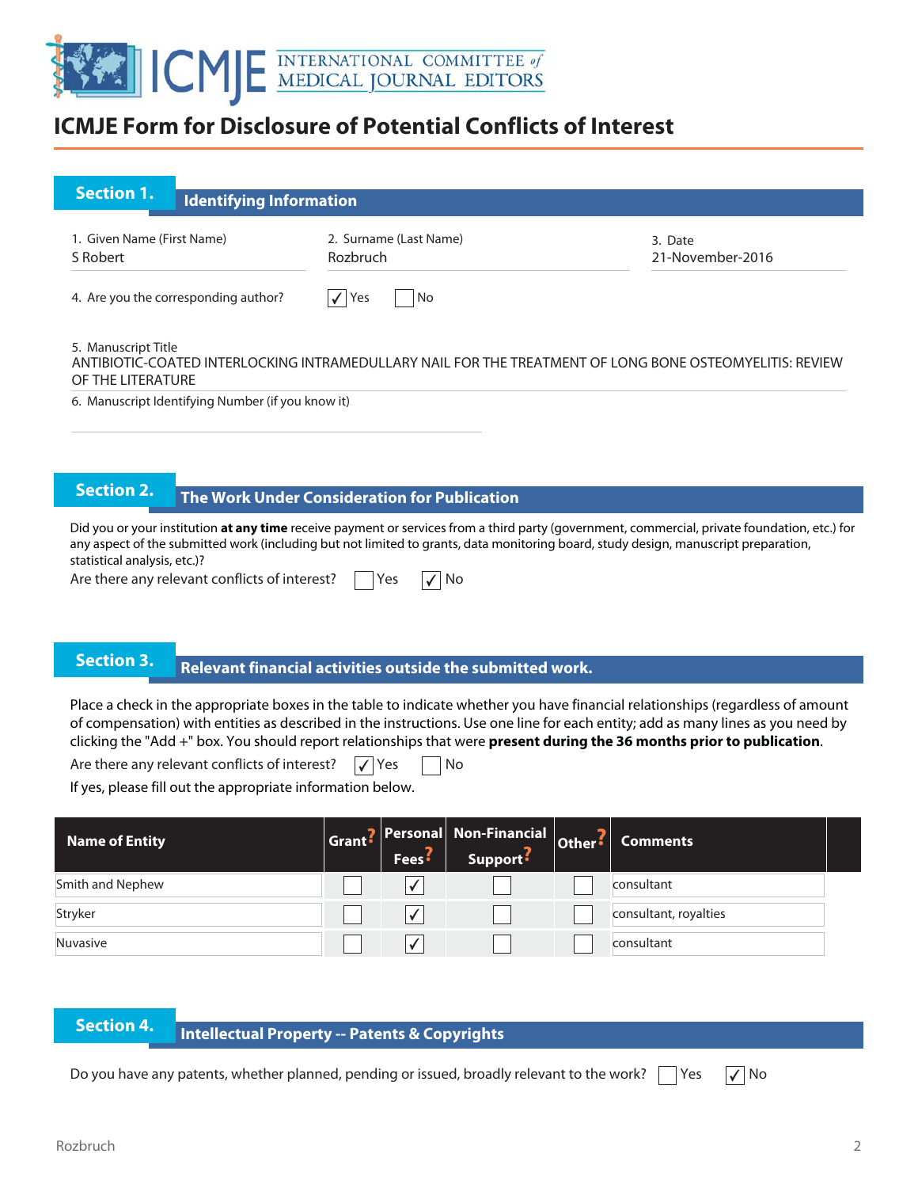# ICMJE Form for Disclosure of Potential Conflicts of Interest

## Section 1. Identifying Information

1. Given Name (First Name): S Robert
2. Surname (Last Name): Rozbruch
3. Date: 21-November-2016

4. Are you the corresponding author? ☑ Yes ☐ No

5. Manuscript Title
ANTIBIOTIC-COATED INTERLOCKING INTRAMEDULLARY NAIL FOR THE TREATMENT OF LONG BONE OSTEOMYELITIS: REVIEW OF THE LITERATURE

6. Manuscript Identifying Number (if you know it)

## Section 2. The Work Under Consideration for Publication

Did you or your institution **at any time** receive payment or services from a third party (government, commercial, private foundation, etc.) for any aspect of the submitted work (including but not limited to grants, data monitoring board, study design, manuscript preparation, statistical analysis, etc.)?

Are there any relevant conflicts of interest? ☐ Yes ☑ No

## Section 3. Relevant financial activities outside the submitted work.

Place a check in the appropriate boxes in the table to indicate whether you have financial relationships (regardless of amount of compensation) with entities as described in the instructions. Use one line for each entity; add as many lines as you need by clicking the "Add +" box. You should report relationships that were **present during the 36 months prior to publication**.

Are there any relevant conflicts of interest? ☑ Yes ☐ No

If yes, please fill out the appropriate information below.

| Name of Entity | Grant | Personal Fees | Non-Financial Support | Other | Comments |
|---|---|---|---|---|---|
| Smith and Nephew | ☐ | ☑ | ☐ | ☐ | consultant |
| Stryker | ☐ | ☑ | ☐ | ☐ | consultant, royalties |
| Nuvasive | ☐ | ☑ | ☐ | ☐ | consultant |

## Section 4. Intellectual Property -- Patents & Copyrights

Do you have any patents, whether planned, pending or issued, broadly relevant to the work? ☐ Yes ☑ No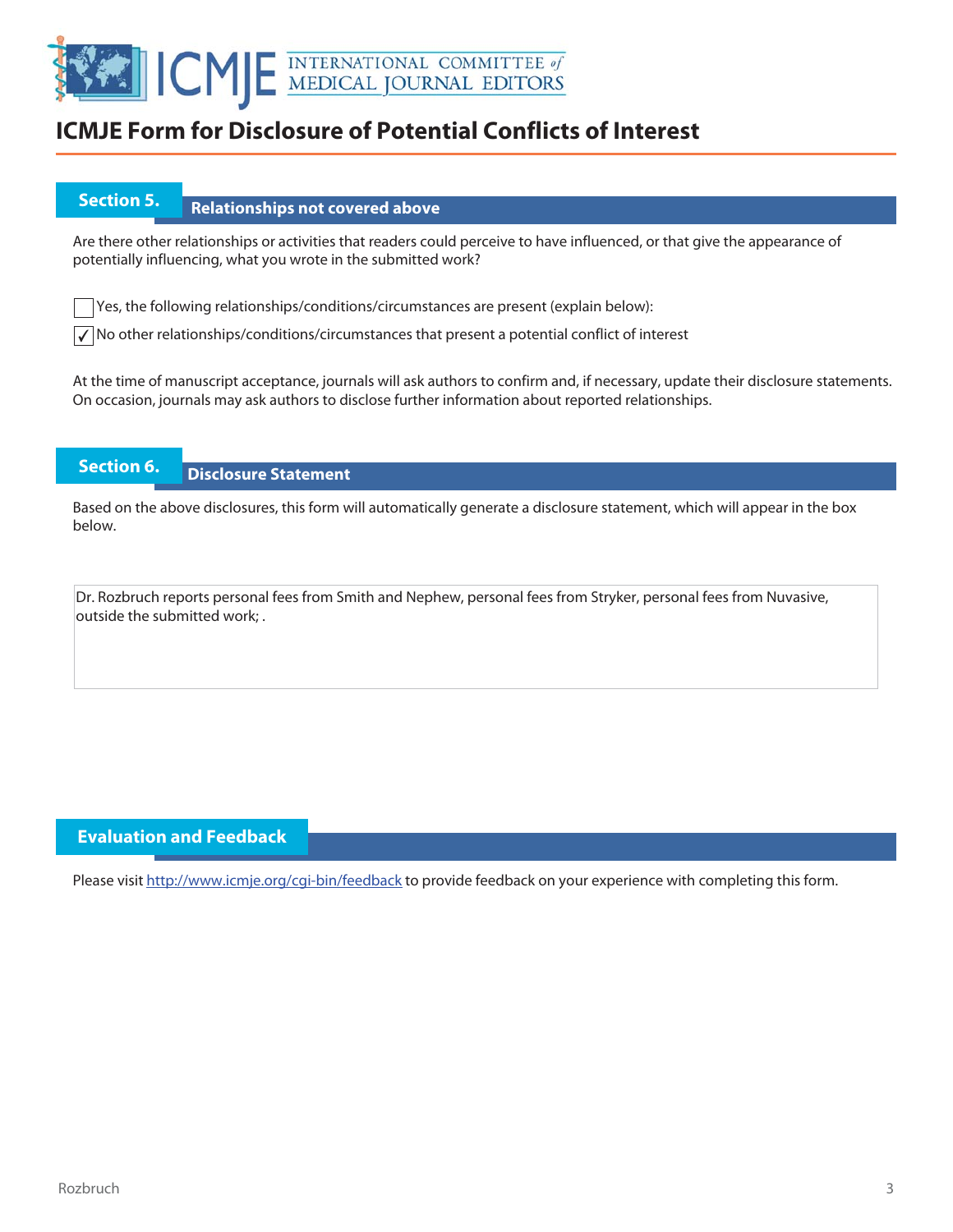# ICMJE Form for Disclosure of Potential Conflicts of Interest

## Section 5. Relationships not covered above

Are there other relationships or activities that readers could perceive to have influenced, or that give the appearance of potentially influencing, what you wrote in the submitted work?

- [ ] Yes, the following relationships/conditions/circumstances are present (explain below):
- [x] No other relationships/conditions/circumstances that present a potential conflict of interest

At the time of manuscript acceptance, journals will ask authors to confirm and, if necessary, update their disclosure statements. On occasion, journals may ask authors to disclose further information about reported relationships.

## Section 6. Disclosure Statement

Based on the above disclosures, this form will automatically generate a disclosure statement, which will appear in the box below.

> Dr. Rozbruch reports personal fees from Smith and Nephew, personal fees from Stryker, personal fees from Nuvasive, outside the submitted work; .

## Evaluation and Feedback

Please visit http://www.icmje.org/cgi-bin/feedback to provide feedback on your experience with completing this form.